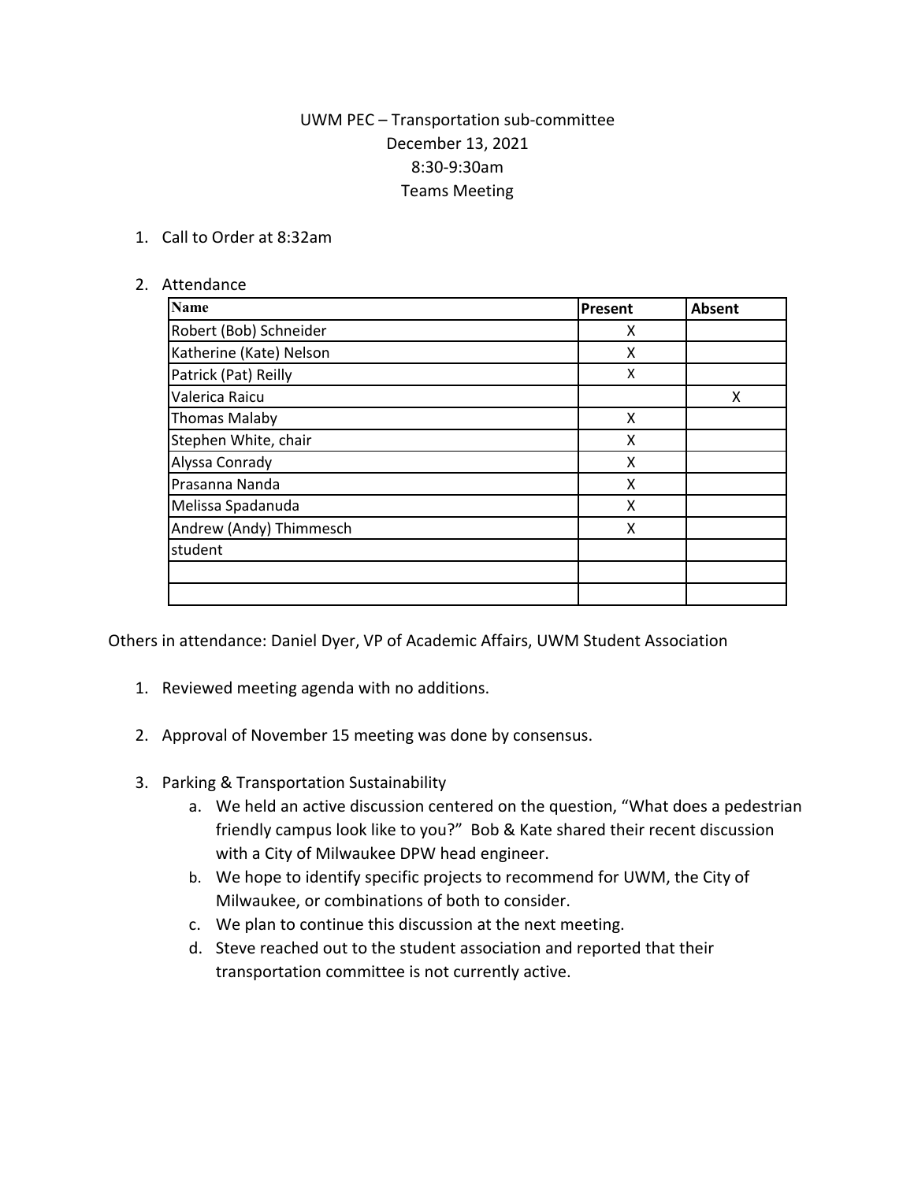UWM PEC – Transportation sub-committee
December 13, 2021
8:30-9:30am
Teams Meeting

1. Call to Order at 8:32am

2. Attendance

| Name | Present | Absent |
|---|---|---|
| Robert (Bob) Schneider | X | |
| Katherine (Kate) Nelson | X | |
| Patrick (Pat) Reilly | X | |
| Valerica Raicu | | X |
| Thomas Malaby | X | |
| Stephen White, chair | X | |
| Alyssa Conrady | X | |
| Prasanna Nanda | X | |
| Melissa Spadanuda | X | |
| Andrew (Andy) Thimmesch | X | |
| student | | |
| | | |
| | | |

Others in attendance: Daniel Dyer, VP of Academic Affairs, UWM Student Association

1. Reviewed meeting agenda with no additions.

2. Approval of November 15 meeting was done by consensus.

3. Parking & Transportation Sustainability
   a. We held an active discussion centered on the question, "What does a pedestrian friendly campus look like to you?" Bob & Kate shared their recent discussion with a City of Milwaukee DPW head engineer.
   b. We hope to identify specific projects to recommend for UWM, the City of Milwaukee, or combinations of both to consider.
   c. We plan to continue this discussion at the next meeting.
   d. Steve reached out to the student association and reported that their transportation committee is not currently active.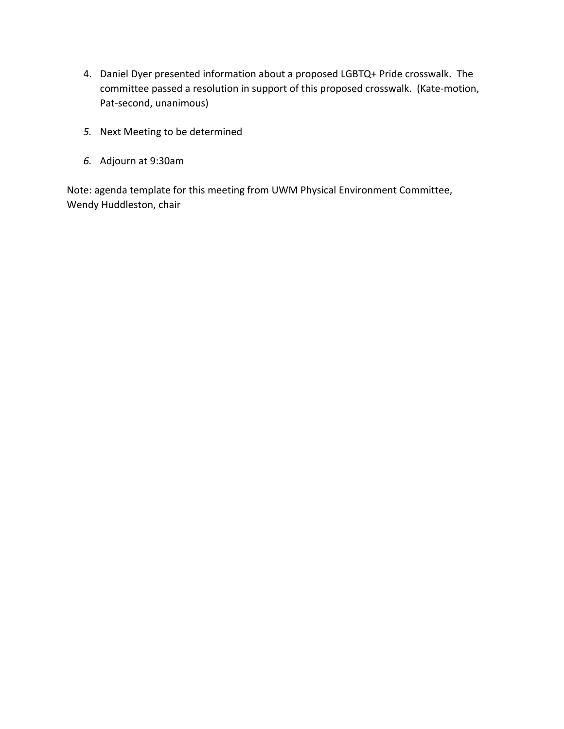4. Daniel Dyer presented information about a proposed LGBTQ+ Pride crosswalk. The committee passed a resolution in support of this proposed crosswalk. (Kate-motion, Pat-second, unanimous)

5. Next Meeting to be determined

6. Adjourn at 9:30am

Note: agenda template for this meeting from UWM Physical Environment Committee, Wendy Huddleston, chair